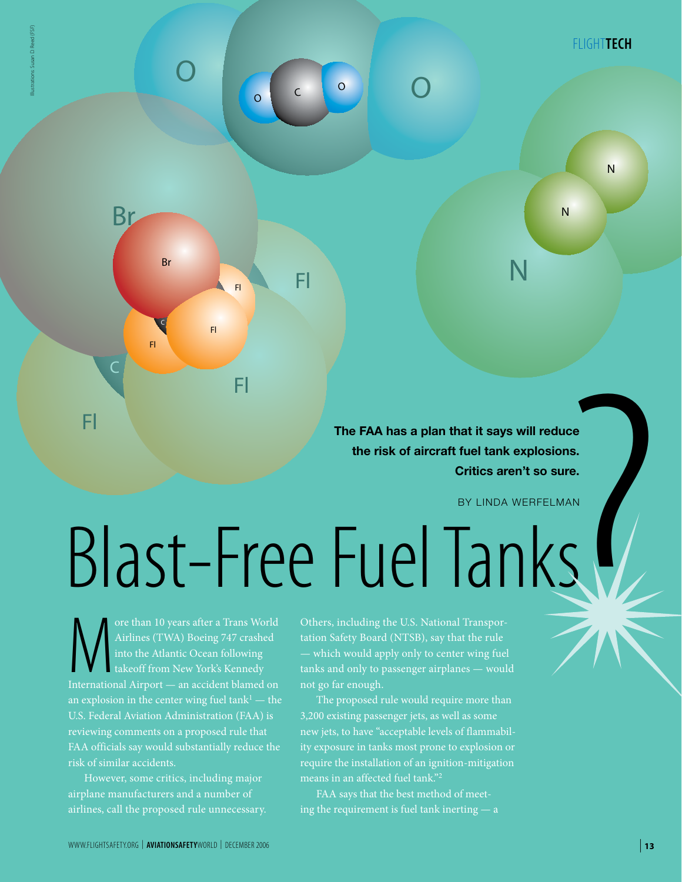# Blast-Free Fuel Tanks?

**The FAA has a plan that it says will reduce the risk of aircraft fuel tank explosions. Critics aren't so sure.**

BY LINDA WERFELMAN

More than 10 years after a Trans World Airlines (TWA) Boeing 747 crashed into the Atlantic Ocean following takeoff from New York's Kennedy International Airport — an accident blamed on an explosion in the center wing fuel tank[1] — the U.S. Federal Aviation Administration (FAA) is reviewing comments on a proposed rule that FAA officials say would substantially reduce the risk of similar accidents.

However, some critics, including major airplane manufacturers and a number of airlines, call the proposed rule unnecessary. Others, including the U.S. National Transportation Safety Board (NTSB), say that the rule — which would apply only to center wing fuel tanks and only to passenger airplanes — would not go far enough.

The proposed rule would require more than 3,200 existing passenger jets, as well as some new jets, to have "acceptable levels of flammability exposure in tanks most prone to explosion or require the installation of an ignition-mitigation means in an affected fuel tank."[2]

FAA says that the best method of meeting the requirement is fuel tank inerting — a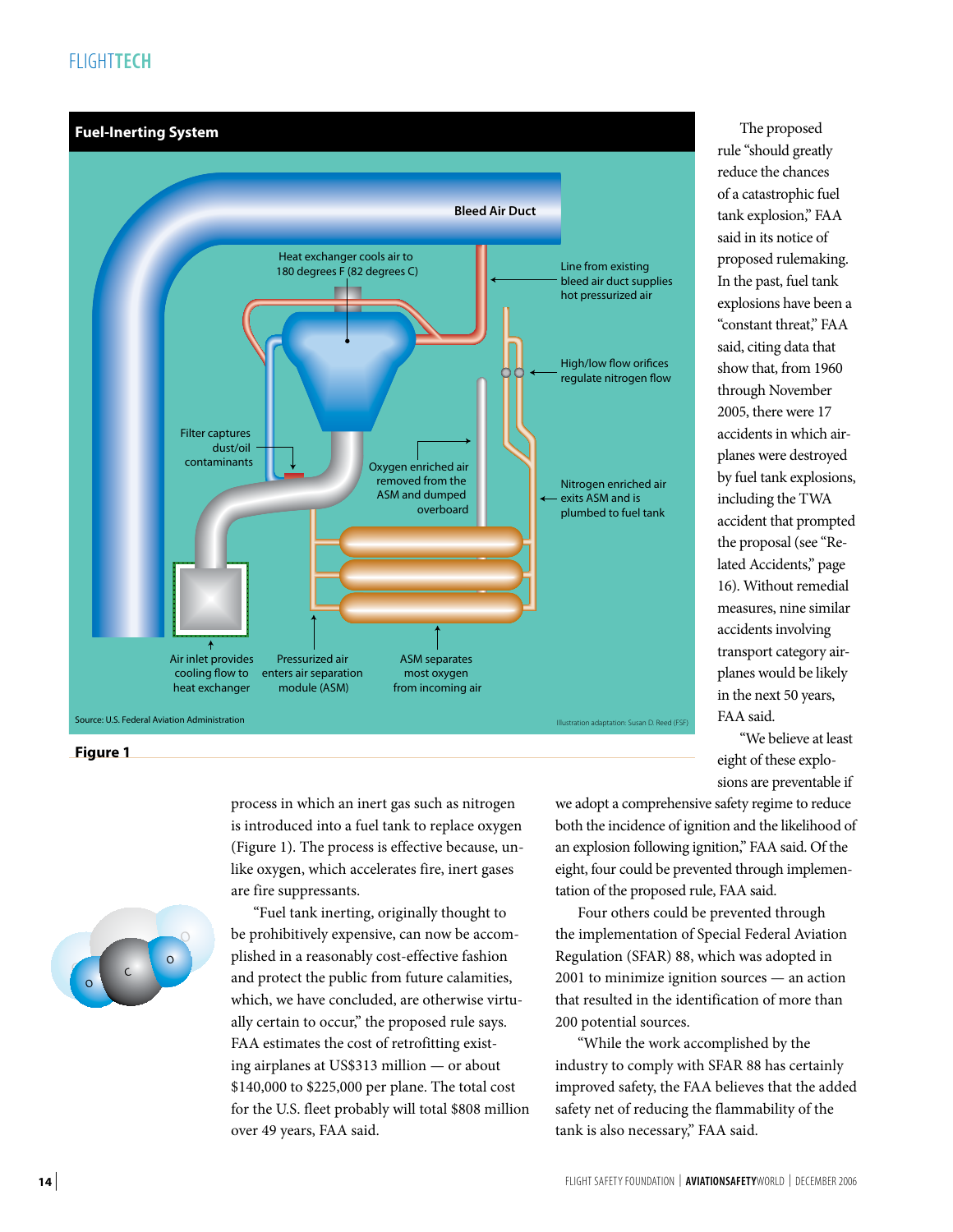**Fuel-Inerting System**

Bleed Air Duct

Heat exchanger cools air to 180 degrees F (82 degrees C)

Line from existing bleed air duct supplies hot pressurized air

High/low flow orifices regulate nitrogen flow

Filter captures dust/oil contaminants

Oxygen enriched air removed from the ASM and dumped overboard

Nitrogen enriched air exits ASM and is plumbed to fuel tank

Air inlet provides cooling flow to heat exchanger

Pressurized air enters air separation module (ASM)

ASM separates most oxygen from incoming air

Source: U.S. Federal Aviation Administration

Illustration adaptation: Susan D. Reed (FSF)

**Figure 1**

process in which an inert gas such as nitrogen is introduced into a fuel tank to replace oxygen (Figure 1). The process is effective because, unlike oxygen, which accelerates fire, inert gases are fire suppressants.

"Fuel tank inerting, originally thought to be prohibitively expensive, can now be accomplished in a reasonably cost-effective fashion and protect the public from future calamities, which, we have concluded, are otherwise virtually certain to occur," the proposed rule says. FAA estimates the cost of retrofitting existing airplanes at US$313 million — or about $140,000 to $225,000 per plane. The total cost for the U.S. fleet probably will total $808 million over 49 years, FAA said.

The proposed rule "should greatly reduce the chances of a catastrophic fuel tank explosion," FAA said in its notice of proposed rulemaking. In the past, fuel tank explosions have been a "constant threat," FAA said, citing data that show that, from 1960 through November 2005, there were 17 accidents in which airplanes were destroyed by fuel tank explosions, including the TWA accident that prompted the proposal (see "Related Accidents," page 16). Without remedial measures, nine similar accidents involving transport category airplanes would be likely in the next 50 years, FAA said.

"We believe at least eight of these explosions are preventable if we adopt a comprehensive safety regime to reduce both the incidence of ignition and the likelihood of an explosion following ignition," FAA said. Of the eight, four could be prevented through implementation of the proposed rule, FAA said.

Four others could be prevented through the implementation of Special Federal Aviation Regulation (SFAR) 88, which was adopted in 2001 to minimize ignition sources — an action that resulted in the identification of more than 200 potential sources.

"While the work accomplished by the industry to comply with SFAR 88 has certainly improved safety, the FAA believes that the added safety net of reducing the flammability of the tank is also necessary," FAA said.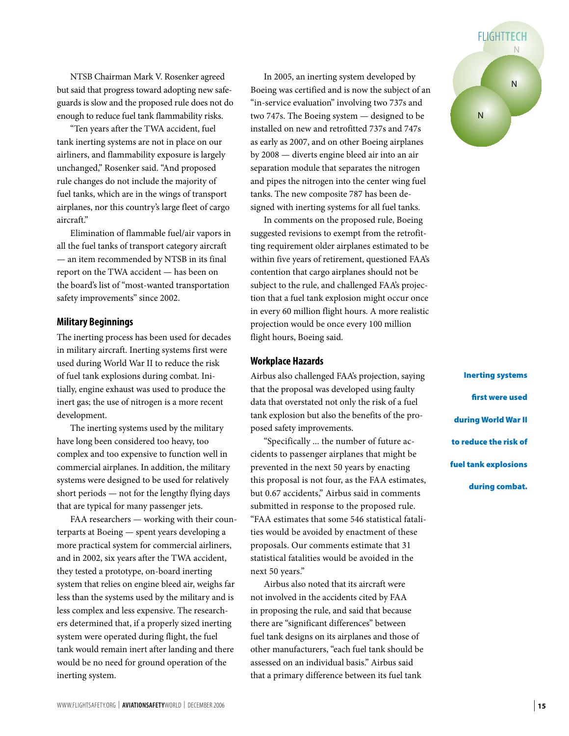NTSB Chairman Mark V. Rosenker agreed but said that progress toward adopting new safeguards is slow and the proposed rule does not do enough to reduce fuel tank flammability risks.

"Ten years after the TWA accident, fuel tank inerting systems are not in place on our airliners, and flammability exposure is largely unchanged," Rosenker said. "And proposed rule changes do not include the majority of fuel tanks, which are in the wings of transport airplanes, nor this country's large fleet of cargo aircraft."

Elimination of flammable fuel/air vapors in all the fuel tanks of transport category aircraft — an item recommended by NTSB in its final report on the TWA accident — has been on the board's list of "most-wanted transportation safety improvements" since 2002.

## Military Beginnings

The inerting process has been used for decades in military aircraft. Inerting systems first were used during World War II to reduce the risk of fuel tank explosions during combat. Initially, engine exhaust was used to produce the inert gas; the use of nitrogen is a more recent development.

The inerting systems used by the military have long been considered too heavy, too complex and too expensive to function well in commercial airplanes. In addition, the military systems were designed to be used for relatively short periods — not for the lengthy flying days that are typical for many passenger jets.

FAA researchers — working with their counterparts at Boeing — spent years developing a more practical system for commercial airliners, and in 2002, six years after the TWA accident, they tested a prototype, on-board inerting system that relies on engine bleed air, weighs far less than the systems used by the military and is less complex and less expensive. The researchers determined that, if a properly sized inerting system were operated during flight, the fuel tank would remain inert after landing and there would be no need for ground operation of the inerting system.

In 2005, an inerting system developed by Boeing was certified and is now the subject of an "in-service evaluation" involving two 737s and two 747s. The Boeing system — designed to be installed on new and retrofitted 737s and 747s as early as 2007, and on other Boeing airplanes by 2008 — diverts engine bleed air into an air separation module that separates the nitrogen and pipes the nitrogen into the center wing fuel tanks. The new composite 787 has been designed with inerting systems for all fuel tanks.

In comments on the proposed rule, Boeing suggested revisions to exempt from the retrofitting requirement older airplanes estimated to be within five years of retirement, questioned FAA's contention that cargo airplanes should not be subject to the rule, and challenged FAA's projection that a fuel tank explosion might occur once in every 60 million flight hours. A more realistic projection would be once every 100 million flight hours, Boeing said.

## Workplace Hazards

Airbus also challenged FAA's projection, saying that the proposal was developed using faulty data that overstated not only the risk of a fuel tank explosion but also the benefits of the proposed safety improvements.

"Specifically … the number of future accidents to passenger airplanes that might be prevented in the next 50 years by enacting this proposal is not four, as the FAA estimates, but 0.67 accidents," Airbus said in comments submitted in response to the proposed rule. "FAA estimates that some 546 statistical fatalities would be avoided by enactment of these proposals. Our comments estimate that 31 statistical fatalities would be avoided in the next 50 years."

Airbus also noted that its aircraft were not involved in the accidents cited by FAA in proposing the rule, and said that because there are "significant differences" between fuel tank designs on its airplanes and those of other manufacturers, "each fuel tank should be assessed on an individual basis." Airbus said that a primary difference between its fuel tank

**Inerting systems first were used during World War II to reduce the risk of fuel tank explosions during combat.**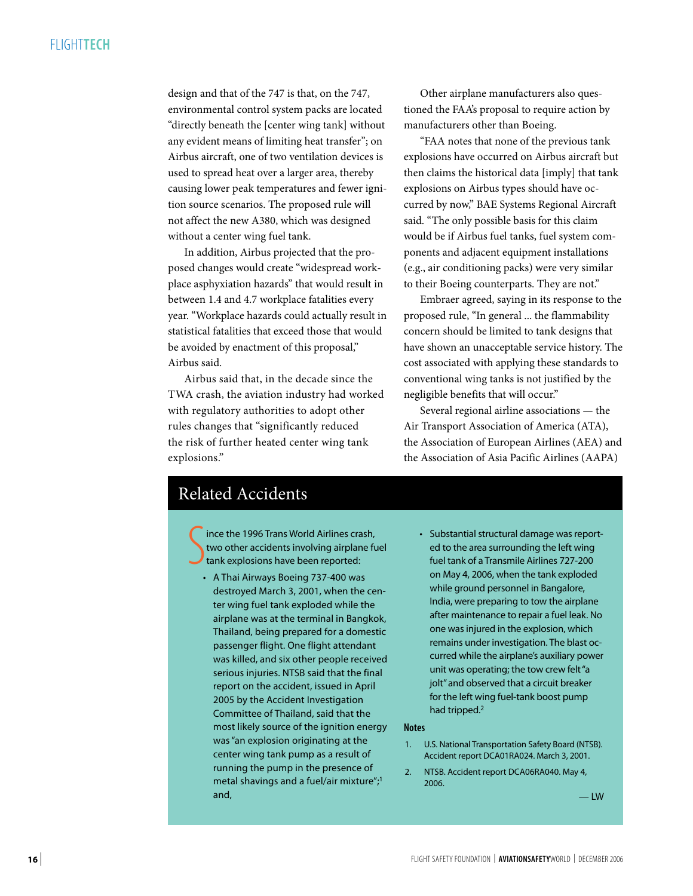design and that of the 747 is that, on the 747, environmental control system packs are located "directly beneath the [center wing tank] without any evident means of limiting heat transfer"; on Airbus aircraft, one of two ventilation devices is used to spread heat over a larger area, thereby causing lower peak temperatures and fewer ignition source scenarios. The proposed rule will not affect the new A380, which was designed without a center wing fuel tank.

In addition, Airbus projected that the proposed changes would create "widespread workplace asphyxiation hazards" that would result in between 1.4 and 4.7 workplace fatalities every year. "Workplace hazards could actually result in statistical fatalities that exceed those that would be avoided by enactment of this proposal," Airbus said.

Airbus said that, in the decade since the TWA crash, the aviation industry had worked with regulatory authorities to adopt other rules changes that "significantly reduced the risk of further heated center wing tank explosions."

Other airplane manufacturers also questioned the FAA's proposal to require action by manufacturers other than Boeing.

"FAA notes that none of the previous tank explosions have occurred on Airbus aircraft but then claims the historical data [imply] that tank explosions on Airbus types should have occurred by now," BAE Systems Regional Aircraft said. "The only possible basis for this claim would be if Airbus fuel tanks, fuel system components and adjacent equipment installations (e.g., air conditioning packs) were very similar to their Boeing counterparts. They are not."

Embraer agreed, saying in its response to the proposed rule, "In general … the flammability concern should be limited to tank designs that have shown an unacceptable service history. The cost associated with applying these standards to conventional wing tanks is not justified by the negligible benefits that will occur."

Several regional airline associations — the Air Transport Association of America (ATA), the Association of European Airlines (AEA) and the Association of Asia Pacific Airlines (AAPA)

## Related Accidents

Since the 1996 Trans World Airlines crash, two other accidents involving airplane fuel tank explosions have been reported:

- A Thai Airways Boeing 737-400 was destroyed March 3, 2001, when the center wing fuel tank exploded while the airplane was at the terminal in Bangkok, Thailand, being prepared for a domestic passenger flight. One flight attendant was killed, and six other people received serious injuries. NTSB said that the final report on the accident, issued in April 2005 by the Accident Investigation Committee of Thailand, said that the most likely source of the ignition energy was "an explosion originating at the center wing tank pump as a result of running the pump in the presence of metal shavings and a fuel/air mixture";[1] and,
- Substantial structural damage was reported to the area surrounding the left wing fuel tank of a Transmile Airlines 727-200 on May 4, 2006, when the tank exploded while ground personnel in Bangalore, India, were preparing to tow the airplane after maintenance to repair a fuel leak. No one was injured in the explosion, which remains under investigation. The blast occurred while the airplane's auxiliary power unit was operating; the tow crew felt "a jolt" and observed that a circuit breaker for the left wing fuel-tank boost pump had tripped.[2]

**Notes**

1. U.S. National Transportation Safety Board (NTSB). Accident report DCA01RA024. March 3, 2001.
2. NTSB. Accident report DCA06RA040. May 4, 2006.

— LW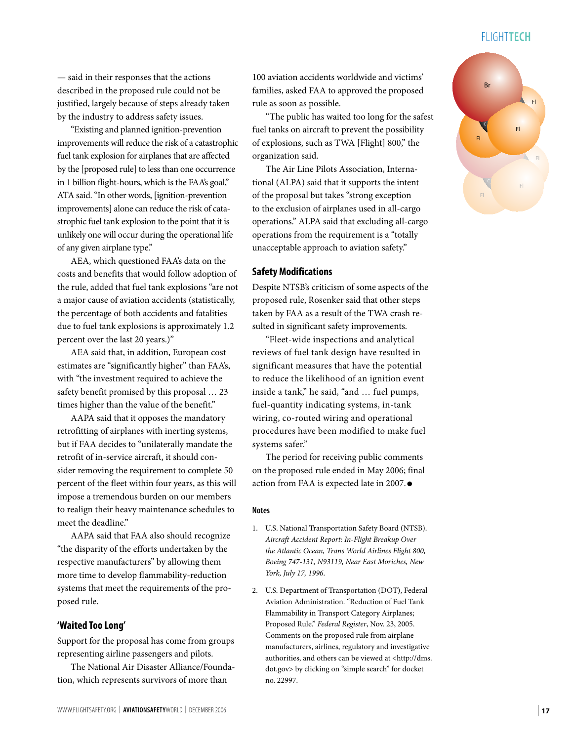— said in their responses that the actions described in the proposed rule could not be justified, largely because of steps already taken by the industry to address safety issues.

"Existing and planned ignition-prevention improvements will reduce the risk of a catastrophic fuel tank explosion for airplanes that are affected by the [proposed rule] to less than one occurrence in 1 billion flight-hours, which is the FAA's goal," ATA said. "In other words, [ignition-prevention improvements] alone can reduce the risk of catastrophic fuel tank explosion to the point that it is unlikely one will occur during the operational life of any given airplane type."

AEA, which questioned FAA's data on the costs and benefits that would follow adoption of the rule, added that fuel tank explosions "are not a major cause of aviation accidents (statistically, the percentage of both accidents and fatalities due to fuel tank explosions is approximately 1.2 percent over the last 20 years.)"

AEA said that, in addition, European cost estimates are "significantly higher" than FAA's, with "the investment required to achieve the safety benefit promised by this proposal … 23 times higher than the value of the benefit."

AAPA said that it opposes the mandatory retrofitting of airplanes with inerting systems, but if FAA decides to "unilaterally mandate the retrofit of in-service aircraft, it should consider removing the requirement to complete 50 percent of the fleet within four years, as this will impose a tremendous burden on our members to realign their heavy maintenance schedules to meet the deadline."

AAPA said that FAA also should recognize "the disparity of the efforts undertaken by the respective manufacturers" by allowing them more time to develop flammability-reduction systems that meet the requirements of the proposed rule.

## 'Waited Too Long'

Support for the proposal has come from groups representing airline passengers and pilots.

The National Air Disaster Alliance/Foundation, which represents survivors of more than 100 aviation accidents worldwide and victims' families, asked FAA to approved the proposed rule as soon as possible.

"The public has waited too long for the safest fuel tanks on aircraft to prevent the possibility of explosions, such as TWA [Flight] 800," the organization said.

The Air Line Pilots Association, International (ALPA) said that it supports the intent of the proposal but takes "strong exception to the exclusion of airplanes used in all-cargo operations." ALPA said that excluding all-cargo operations from the requirement is a "totally unacceptable approach to aviation safety."

## Safety Modifications

Despite NTSB's criticism of some aspects of the proposed rule, Rosenker said that other steps taken by FAA as a result of the TWA crash resulted in significant safety improvements.

"Fleet-wide inspections and analytical reviews of fuel tank design have resulted in significant measures that have the potential to reduce the likelihood of an ignition event inside a tank," he said, "and … fuel pumps, fuel-quantity indicating systems, in-tank wiring, co-routed wiring and operational procedures have been modified to make fuel systems safer."

The period for receiving public comments on the proposed rule ended in May 2006; final action from FAA is expected late in 2007. ●

### Notes

1. U.S. National Transportation Safety Board (NTSB). *Aircraft Accident Report: In-Flight Breakup Over the Atlantic Ocean, Trans World Airlines Flight 800, Boeing 747-131, N93119, Near East Moriches, New York, July 17, 1996.*

2. U.S. Department of Transportation (DOT), Federal Aviation Administration. "Reduction of Fuel Tank Flammability in Transport Category Airplanes; Proposed Rule." *Federal Register*, Nov. 23, 2005. Comments on the proposed rule from airplane manufacturers, airlines, regulatory and investigative authorities, and others can be viewed at <http://dms.dot.gov> by clicking on "simple search" for docket no. 22997.